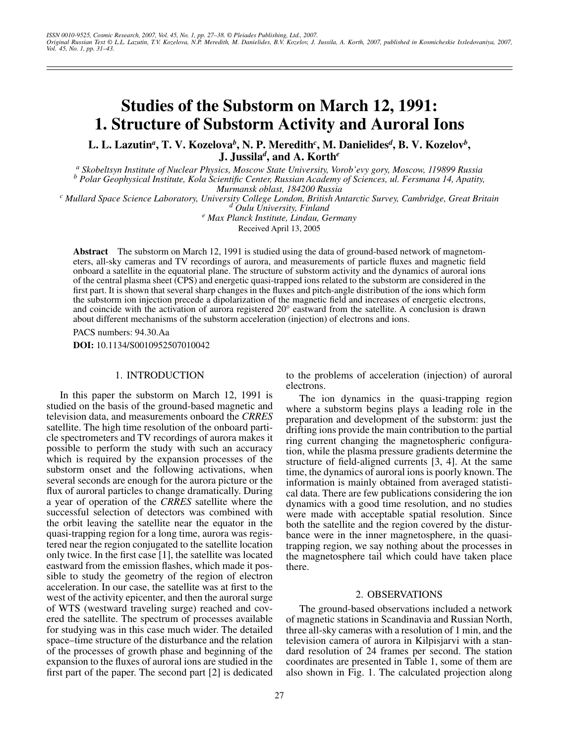# Studies of the Substorm on March 12, 1991: 1. Structure of Substorm Activity and Auroral Ions

**L. L. Lazutin[a], T. V. Kozelova[b], N. P. Meredith[c], M. Danielides[d], B. V. Kozelov[b], J. Jussila[d], and A. Korth[e]**

[a] *Skobeltsyn Institute of Nuclear Physics, Moscow State University, Vorob'evy gory, Moscow, 119899 Russia*
[b] *Polar Geophysical Institute, Kola Scientific Center, Russian Academy of Sciences, ul. Fersmana 14, Apatity, Murmansk oblast, 184200 Russia*
[c] *Mullard Space Science Laboratory, University College London, British Antarctic Survey, Cambridge, Great Britain*
[d] *Oulu University, Finland*
[e] *Max Planck Institute, Lindau, Germany*

Received April 13, 2005

**Abstract** The substorm on March 12, 1991 is studied using the data of ground-based network of magnetometers, all-sky cameras and TV recordings of aurora, and measurements of particle fluxes and magnetic field onboard a satellite in the equatorial plane. The structure of substorm activity and the dynamics of auroral ions of the central plasma sheet (CPS) and energetic quasi-trapped ions related to the substorm are considered in the first part. It is shown that several sharp changes in the fluxes and pitch-angle distribution of the ions which form the substorm ion injection precede a dipolarization of the magnetic field and increases of energetic electrons, and coincide with the activation of aurora registered 20° eastward from the satellite. A conclusion is drawn about different mechanisms of the substorm acceleration (injection) of electrons and ions.

PACS numbers: 94.30.Aa

**DOI:** 10.1134/S0010952507010042

## 1. INTRODUCTION

In this paper the substorm on March 12, 1991 is studied on the basis of the ground-based magnetic and television data, and measurements onboard the *CRRES* satellite. The high time resolution of the onboard particle spectrometers and TV recordings of aurora makes it possible to perform the study with such an accuracy which is required by the expansion processes of the substorm onset and the following activations, when several seconds are enough for the aurora picture or the flux of auroral particles to change dramatically. During a year of operation of the *CRRES* satellite where the successful selection of detectors was combined with the orbit leaving the satellite near the equator in the quasi-trapping region for a long time, aurora was registered near the region conjugated to the satellite location only twice. In the first case [1], the satellite was located eastward from the emission flashes, which made it possible to study the geometry of the region of electron acceleration. In our case, the satellite was at first to the west of the activity epicenter, and then the auroral surge of WTS (westward traveling surge) reached and covered the satellite. The spectrum of processes available for studying was in this case much wider. The detailed space–time structure of the disturbance and the relation of the processes of growth phase and beginning of the expansion to the fluxes of auroral ions are studied in the first part of the paper. The second part [2] is dedicated to the problems of acceleration (injection) of auroral electrons.

The ion dynamics in the quasi-trapping region where a substorm begins plays a leading role in the preparation and development of the substorm: just the drifting ions provide the main contribution to the partial ring current changing the magnetospheric configuration, while the plasma pressure gradients determine the structure of field-aligned currents [3, 4]. At the same time, the dynamics of auroral ions is poorly known. The information is mainly obtained from averaged statistical data. There are few publications considering the ion dynamics with a good time resolution, and no studies were made with acceptable spatial resolution. Since both the satellite and the region covered by the disturbance were in the inner magnetosphere, in the quasi-trapping region, we say nothing about the processes in the magnetosphere tail which could have taken place there.

## 2. OBSERVATIONS

The ground-based observations included a network of magnetic stations in Scandinavia and Russian North, three all-sky cameras with a resolution of 1 min, and the television camera of aurora in Kilpisjarvi with a standard resolution of 24 frames per second. The station coordinates are presented in Table 1, some of them are also shown in Fig. 1. The calculated projection along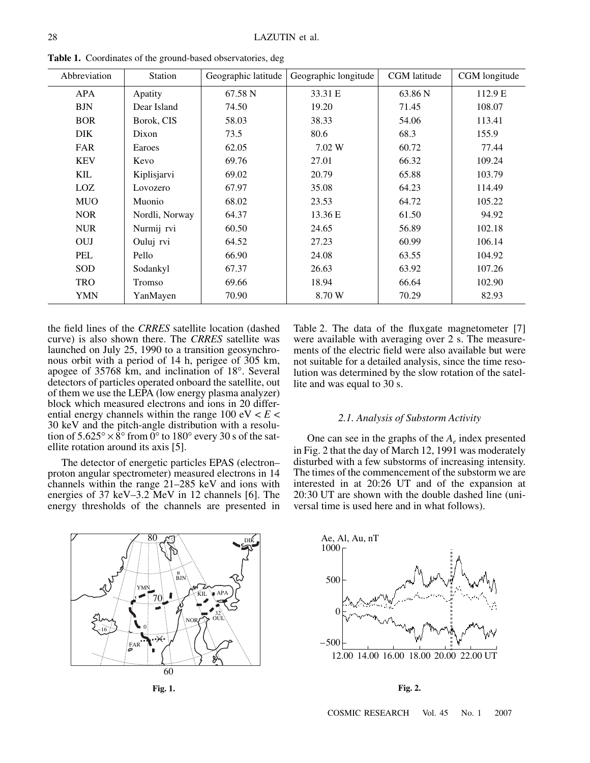**Table 1.** Coordinates of the ground-based observatories, deg

| Abbreviation | Station | Geographic latitude | Geographic longitude | CGM latitude | CGM longitude |
|---|---|---|---|---|---|
| APA | Apatity | 67.58 N | 33.31 E | 63.86 N | 112.9 E |
| BJN | Dear Island | 74.50 | 19.20 | 71.45 | 108.07 |
| BOR | Borok, CIS | 58.03 | 38.33 | 54.06 | 113.41 |
| DIK | Dixon | 73.5 | 80.6 | 68.3 | 155.9 |
| FAR | Earoes | 62.05 | 7.02 W | 60.72 | 77.44 |
| KEV | Kevo | 69.76 | 27.01 | 66.32 | 109.24 |
| KIL | Kiplisjarvi | 69.02 | 20.79 | 65.88 | 103.79 |
| LOZ | Lovozero | 67.97 | 35.08 | 64.23 | 114.49 |
| MUO | Muonio | 68.02 | 23.53 | 64.72 | 105.22 |
| NOR | Nordli, Norway | 64.37 | 13.36 E | 61.50 | 94.92 |
| NUR | Nurmij rvi | 60.50 | 24.65 | 56.89 | 102.18 |
| OUJ | Oulu j rvi | 64.52 | 27.23 | 60.99 | 106.14 |
| PEL | Pello | 66.90 | 24.08 | 63.55 | 104.92 |
| SOD | Sodankyl | 67.37 | 26.63 | 63.92 | 107.26 |
| TRO | Tromso | 69.66 | 18.94 | 66.64 | 102.90 |
| YMN | YanMayen | 70.90 | 8.70 W | 70.29 | 82.93 |

the field lines of the *CRRES* satellite location (dashed curve) is also shown there. The *CRRES* satellite was launched on July 25, 1990 to a transition geosynchronous orbit with a period of 14 h, perigee of 305 km, apogee of 35768 km, and inclination of 18°. Several detectors of particles operated onboard the satellite, out of them we use the LEPA (low energy plasma analyzer) block which measured electrons and ions in 20 differential energy channels within the range 100 eV $< E <$ 30 keV and the pitch-angle distribution with a resolution of $5.625° \times 8°$ from 0° to 180° every 30 s of the satellite rotation around its axis [5].

The detector of energetic particles EPAS (electron–proton angular spectrometer) measured electrons in 14 channels within the range 21–285 keV and ions with energies of 37 keV–3.2 MeV in 12 channels [6]. The energy thresholds of the channels are presented in Table 2. The data of the fluxgate magnetometer [7] were available with averaging over 2 s. The measurements of the electric field were also available but were not suitable for a detailed analysis, since the time resolution was determined by the slow rotation of the satellite and was equal to 30 s.

### 2.1. Analysis of Substorm Activity

One can see in the graphs of the $A_e$ index presented in Fig. 2 that the day of March 12, 1991 was moderately disturbed with a few substorms of increasing intensity. The times of the commencement of the substorm we are interested in at 20:26 UT and of the expansion at 20:30 UT are shown with the double dashed line (universal time is used here and in what follows).

**Fig. 1.**

**Fig. 2.**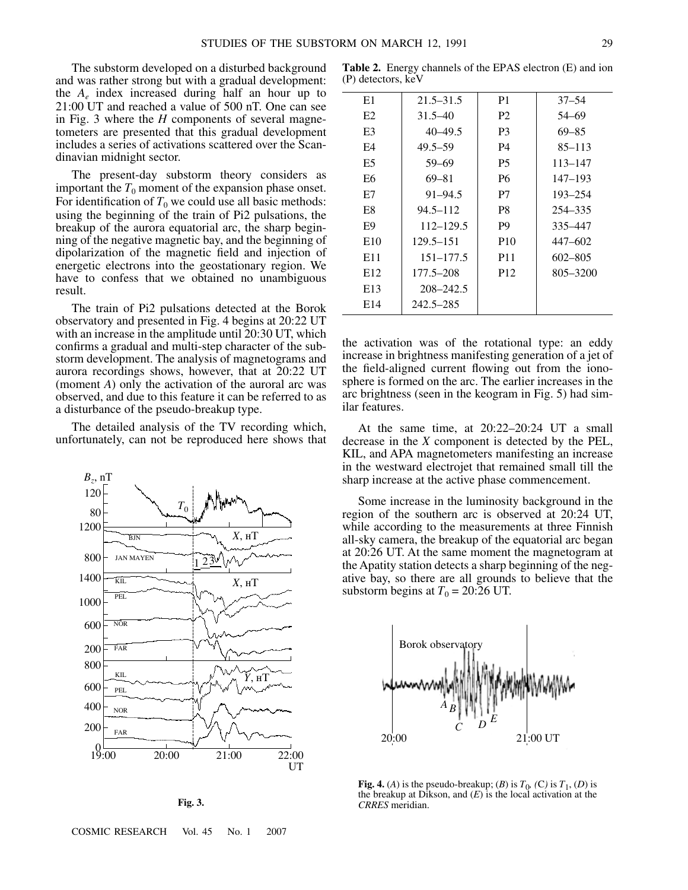The substorm developed on a disturbed background and was rather strong but with a gradual development: the $A_e$ index increased during half an hour up to 21:00 UT and reached a value of 500 nT. One can see in Fig. 3 where the *H* components of several magnetometers are presented that this gradual development includes a series of activations scattered over the Scandinavian midnight sector.

The present-day substorm theory considers as important the $T_0$ moment of the expansion phase onset. For identification of $T_0$ we could use all basic methods: using the beginning of the train of Pi2 pulsations, the breakup of the aurora equatorial arc, the sharp beginning of the negative magnetic bay, and the beginning of dipolarization of the magnetic field and injection of energetic electrons into the geostationary region. We have to confess that we obtained no unambiguous result.

The train of Pi2 pulsations detected at the Borok observatory and presented in Fig. 4 begins at 20:22 UT with an increase in the amplitude until 20:30 UT, which confirms a gradual and multi-step character of the substorm development. The analysis of magnetograms and aurora recordings shows, however, that at 20:22 UT (moment *A*) only the activation of the auroral arc was observed, and due to this feature it can be referred to as a disturbance of the pseudo-breakup type.

The detailed analysis of the TV recording which, unfortunately, can not be reproduced here shows that the activation was of the rotational type: an eddy increase in brightness manifesting generation of a jet of the field-aligned current flowing out from the ionosphere is formed on the arc. The earlier increases in the arc brightness (seen in the keogram in Fig. 5) had similar features.

At the same time, at 20:22–20:24 UT a small decrease in the *X* component is detected by the PEL, KIL, and APA magnetometers manifesting an increase in the westward electrojet that remained small till the sharp increase at the active phase commencement.

Some increase in the luminosity background in the region of the southern arc is observed at 20:24 UT, while according to the measurements at three Finnish all-sky camera, the breakup of the equatorial arc began at 20:26 UT. At the same moment the magnetogram at the Apatity station detects a sharp beginning of the negative bay, so there are all grounds to believe that the substorm begins at $T_0$ = 20:26 UT.

**Table 2.** Energy channels of the EPAS electron (E) and ion (P) detectors, keV

| | | | |
|---|---|---|---|
| E1 | 21.5–31.5 | P1 | 37–54 |
| E2 | 31.5–40 | P2 | 54–69 |
| E3 | 40–49.5 | P3 | 69–85 |
| E4 | 49.5–59 | P4 | 85–113 |
| E5 | 59–69 | P5 | 113–147 |
| E6 | 69–81 | P6 | 147–193 |
| E7 | 91–94.5 | P7 | 193–254 |
| E8 | 94.5–112 | P8 | 254–335 |
| E9 | 112–129.5 | P9 | 335–447 |
| E10 | 129.5–151 | P10 | 447–602 |
| E11 | 151–177.5 | P11 | 602–805 |
| E12 | 177.5–208 | P12 | 805–3200 |
| E13 | 208–242.5 | | |
| E14 | 242.5–285 | | |

**Fig. 3.**

**Fig. 4.** (*A*) is the pseudo-breakup; (*B*) is $T_0$, (*C*) is $T_1$, (*D*) is the breakup at Dikson, and (*E*) is the local activation at the *CRRES* meridian.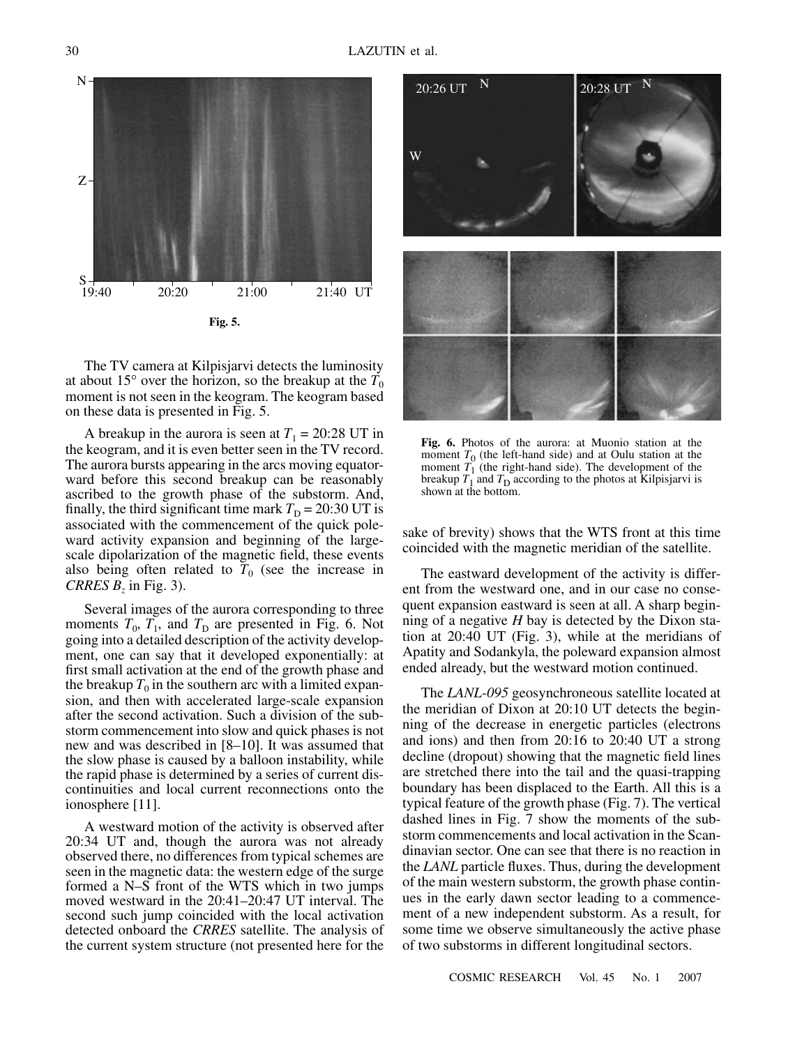Fig. 5.

The TV camera at Kilpisjarvi detects the luminosity at about 15° over the horizon, so the breakup at the $T_0$ moment is not seen in the keogram. The keogram based on these data is presented in Fig. 5.

A breakup in the aurora is seen at $T_1$ = 20:28 UT in the keogram, and it is even better seen in the TV record. The aurora bursts appearing in the arcs moving equatorward before this second breakup can be reasonably ascribed to the growth phase of the substorm. And, finally, the third significant time mark $T_D$ = 20:30 UT is associated with the commencement of the quick poleward activity expansion and beginning of the large-scale dipolarization of the magnetic field, these events also being often related to $T_0$ (see the increase in *CRRES* $B_z$ in Fig. 3).

Several images of the aurora corresponding to three moments $T_0$, $T_1$, and $T_D$ are presented in Fig. 6. Not going into a detailed description of the activity development, one can say that it developed exponentially: at first small activation at the end of the growth phase and the breakup $T_0$ in the southern arc with a limited expansion, and then with accelerated large-scale expansion after the second activation. Such a division of the substorm commencement into slow and quick phases is not new and was described in [8–10]. It was assumed that the slow phase is caused by a balloon instability, while the rapid phase is determined by a series of current discontinuities and local current reconnections onto the ionosphere [11].

A westward motion of the activity is observed after 20:34 UT and, though the aurora was not already observed there, no differences from typical schemes are seen in the magnetic data: the western edge of the surge formed a N–S front of the WTS which in two jumps moved westward in the 20:41–20:47 UT interval. The second such jump coincided with the local activation detected onboard the *CRRES* satellite. The analysis of the current system structure (not presented here for the sake of brevity) shows that the WTS front at this time coincided with the magnetic meridian of the satellite.

**Fig. 6.** Photos of the aurora: at Muonio station at the moment $T_0$ (the left-hand side) and at Oulu station at the moment $T_1$ (the right-hand side). The development of the breakup $T_1$ and $T_D$ according to the photos at Kilpisjarvi is shown at the bottom.

The eastward development of the activity is different from the westward one, and in our case no consequent expansion eastward is seen at all. A sharp beginning of a negative *H* bay is detected by the Dixon station at 20:40 UT (Fig. 3), while at the meridians of Apatity and Sodankyla, the poleward expansion almost ended already, but the westward motion continued.

The *LANL-095* geosynchroneous satellite located at the meridian of Dixon at 20:10 UT detects the beginning of the decrease in energetic particles (electrons and ions) and then from 20:16 to 20:40 UT a strong decline (dropout) showing that the magnetic field lines are stretched there into the tail and the quasi-trapping boundary has been displaced to the Earth. All this is a typical feature of the growth phase (Fig. 7). The vertical dashed lines in Fig. 7 show the moments of the substorm commencements and local activation in the Scandinavian sector. One can see that there is no reaction in the *LANL* particle fluxes. Thus, during the development of the main western substorm, the growth phase continues in the early dawn sector leading to a commencement of a new independent substorm. As a result, for some time we observe simultaneously the active phase of two substorms in different longitudinal sectors.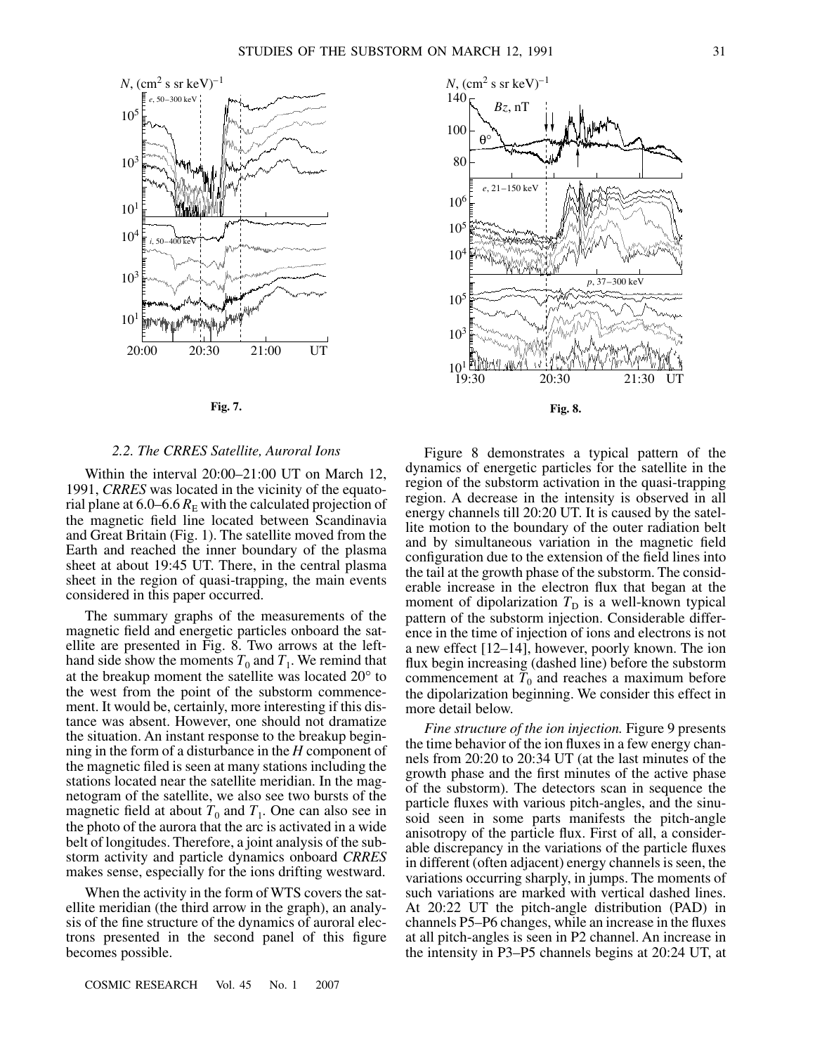Fig. 7.

Fig. 8.

### 2.2. The CRRES Satellite, Auroral Ions

Within the interval 20:00–21:00 UT on March 12, 1991, *CRRES* was located in the vicinity of the equatorial plane at 6.0–6.6 $R_E$ with the calculated projection of the magnetic field line located between Scandinavia and Great Britain (Fig. 1). The satellite moved from the Earth and reached the inner boundary of the plasma sheet at about 19:45 UT. There, in the central plasma sheet in the region of quasi-trapping, the main events considered in this paper occurred.

The summary graphs of the measurements of the magnetic field and energetic particles onboard the satellite are presented in Fig. 8. Two arrows at the left-hand side show the moments $T_0$ and $T_1$. We remind that at the breakup moment the satellite was located 20° to the west from the point of the substorm commencement. It would be, certainly, more interesting if this distance was absent. However, one should not dramatize the situation. An instant response to the breakup beginning in the form of a disturbance in the *H* component of the magnetic filed is seen at many stations including the stations located near the satellite meridian. In the magnetogram of the satellite, we also see two bursts of the magnetic field at about $T_0$ and $T_1$. One can also see in the photo of the aurora that the arc is activated in a wide belt of longitudes. Therefore, a joint analysis of the substorm activity and particle dynamics onboard *CRRES* makes sense, especially for the ions drifting westward.

When the activity in the form of WTS covers the satellite meridian (the third arrow in the graph), an analysis of the fine structure of the dynamics of auroral electrons presented in the second panel of this figure becomes possible.

Figure 8 demonstrates a typical pattern of the dynamics of energetic particles for the satellite in the region of the substorm activation in the quasi-trapping region. A decrease in the intensity is observed in all energy channels till 20:20 UT. It is caused by the satellite motion to the boundary of the outer radiation belt and by simultaneous variation in the magnetic field configuration due to the extension of the field lines into the tail at the growth phase of the substorm. The considerable increase in the electron flux that began at the moment of dipolarization $T_D$ is a well-known typical pattern of the substorm injection. Considerable difference in the time of injection of ions and electrons is not a new effect [12–14], however, poorly known. The ion flux begin increasing (dashed line) before the substorm commencement at $T_0$ and reaches a maximum before the dipolarization beginning. We consider this effect in more detail below.

*Fine structure of the ion injection.* Figure 9 presents the time behavior of the ion fluxes in a few energy channels from 20:20 to 20:34 UT (at the last minutes of the growth phase and the first minutes of the active phase of the substorm). The detectors scan in sequence the particle fluxes with various pitch-angles, and the sinusoid seen in some parts manifests the pitch-angle anisotropy of the particle flux. First of all, a considerable discrepancy in the variations of the particle fluxes in different (often adjacent) energy channels is seen, the variations occurring sharply, in jumps. The moments of such variations are marked with vertical dashed lines. At 20:22 UT the pitch-angle distribution (PAD) in channels P5–P6 changes, while an increase in the fluxes at all pitch-angles is seen in P2 channel. An increase in the intensity in P3–P5 channels begins at 20:24 UT, at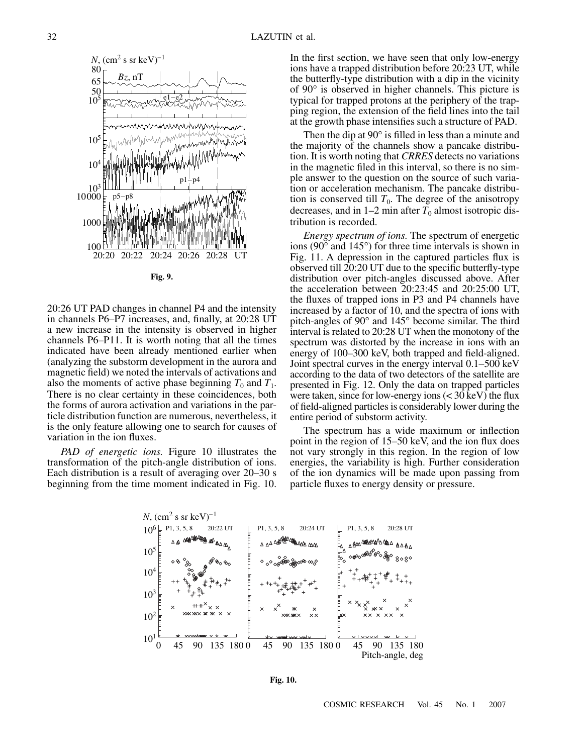**Fig. 9.**

20:26 UT PAD changes in channel P4 and the intensity in channels P6–P7 increases, and, finally, at 20:28 UT a new increase in the intensity is observed in higher channels P6–P11. It is worth noting that all the times indicated have been already mentioned earlier when (analyzing the substorm development in the aurora and magnetic field) we noted the intervals of activations and also the moments of active phase beginning $T_0$ and $T_1$. There is no clear certainty in these coincidences, both the forms of aurora activation and variations in the particle distribution function are numerous, nevertheless, it is the only feature allowing one to search for causes of variation in the ion fluxes.

*PAD of energetic ions.* Figure 10 illustrates the transformation of the pitch-angle distribution of ions. Each distribution is a result of averaging over 20–30 s beginning from the time moment indicated in Fig. 10. In the first section, we have seen that only low-energy ions have a trapped distribution before 20:23 UT, while the butterfly-type distribution with a dip in the vicinity of 90° is observed in higher channels. This picture is typical for trapped protons at the periphery of the trapping region, the extension of the field lines into the tail at the growth phase intensifies such a structure of PAD.

Then the dip at 90° is filled in less than a minute and the majority of the channels show a pancake distribution. It is worth noting that *CRRES* detects no variations in the magnetic filed in this interval, so there is no simple answer to the question on the source of such variation or acceleration mechanism. The pancake distribution is conserved till $T_0$. The degree of the anisotropy decreases, and in 1–2 min after $T_0$ almost isotropic distribution is recorded.

*Energy spectrum of ions.* The spectrum of energetic ions (90° and 145°) for three time intervals is shown in Fig. 11. A depression in the captured particles flux is observed till 20:20 UT due to the specific butterfly-type distribution over pitch-angles discussed above. After the acceleration between 20:23:45 and 20:25:00 UT, the fluxes of trapped ions in P3 and P4 channels have increased by a factor of 10, and the spectra of ions with pitch-angles of 90° and 145° become similar. The third interval is related to 20:28 UT when the monotony of the spectrum was distorted by the increase in ions with an energy of 100–300 keV, both trapped and field-aligned. Joint spectral curves in the energy interval 0.1–500 keV according to the data of two detectors of the satellite are presented in Fig. 12. Only the data on trapped particles were taken, since for low-energy ions (< 30 keV) the flux of field-aligned particles is considerably lower during the entire period of substorm activity.

The spectrum has a wide maximum or inflection point in the region of 15–50 keV, and the ion flux does not vary strongly in this region. In the region of low energies, the variability is high. Further consideration of the ion dynamics will be made upon passing from particle fluxes to energy density or pressure.

**Fig. 10.**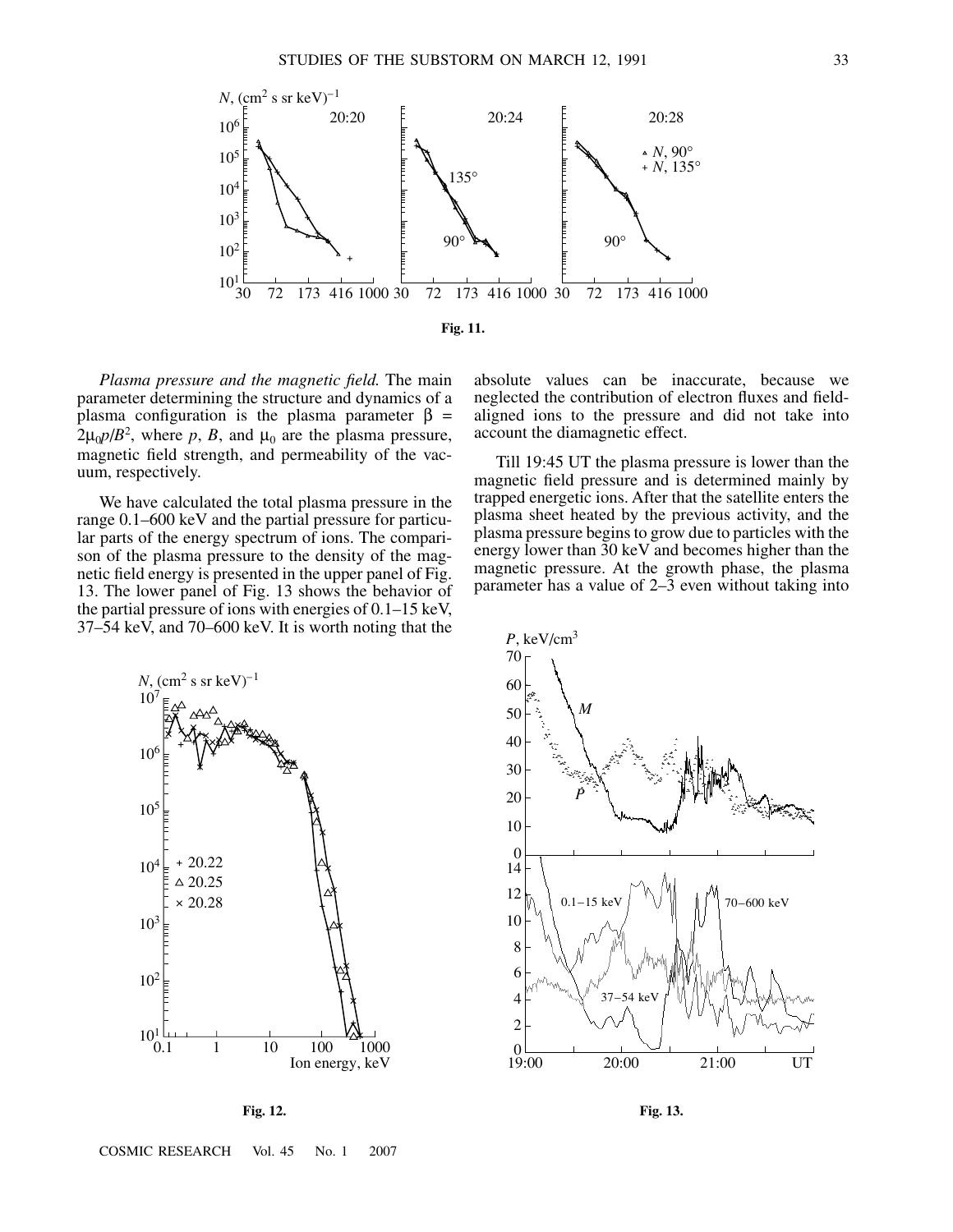Fig. 11.

*Plasma pressure and the magnetic field.* The main parameter determining the structure and dynamics of a plasma configuration is the plasma parameter $\beta = 2\mu_0 p/B^2$, where $p$, $B$, and $\mu_0$ are the plasma pressure, magnetic field strength, and permeability of the vacuum, respectively.

We have calculated the total plasma pressure in the range 0.1–600 keV and the partial pressure for particular parts of the energy spectrum of ions. The comparison of the plasma pressure to the density of the magnetic field energy is presented in the upper panel of Fig. 13. The lower panel of Fig. 13 shows the behavior of the partial pressure of ions with energies of 0.1–15 keV, 37–54 keV, and 70–600 keV. It is worth noting that the absolute values can be inaccurate, because we neglected the contribution of electron fluxes and field-aligned ions to the pressure and did not take into account the diamagnetic effect.

Till 19:45 UT the plasma pressure is lower than the magnetic field pressure and is determined mainly by trapped energetic ions. After that the satellite enters the plasma sheet heated by the previous activity, and the plasma pressure begins to grow due to particles with the energy lower than 30 keV and becomes higher than the magnetic pressure. At the growth phase, the plasma parameter has a value of 2–3 even without taking into

Fig. 12.

Fig. 13.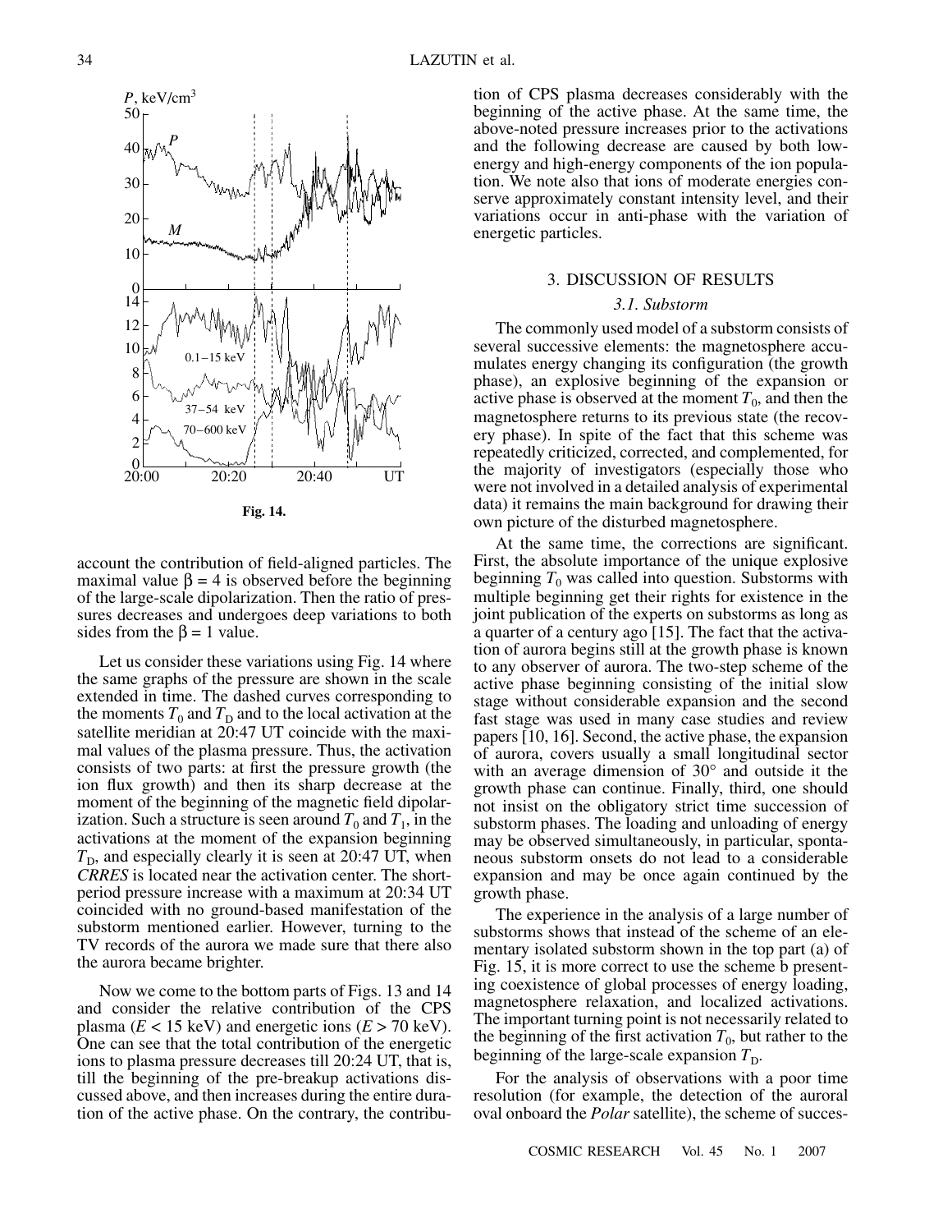Fig. 14.

account the contribution of field-aligned particles. The maximal value $\beta = 4$ is observed before the beginning of the large-scale dipolarization. Then the ratio of pressures decreases and undergoes deep variations to both sides from the $\beta = 1$ value.

Let us consider these variations using Fig. 14 where the same graphs of the pressure are shown in the scale extended in time. The dashed curves corresponding to the moments $T_0$ and $T_D$ and to the local activation at the satellite meridian at 20:47 UT coincide with the maximal values of the plasma pressure. Thus, the activation consists of two parts: at first the pressure growth (the ion flux growth) and then its sharp decrease at the moment of the beginning of the magnetic field dipolarization. Such a structure is seen around $T_0$ and $T_1$, in the activations at the moment of the expansion beginning $T_D$, and especially clearly it is seen at 20:47 UT, when *CRRES* is located near the activation center. The short-period pressure increase with a maximum at 20:34 UT coincided with no ground-based manifestation of the substorm mentioned earlier. However, turning to the TV records of the aurora we made sure that there also the aurora became brighter.

Now we come to the bottom parts of Figs. 13 and 14 and consider the relative contribution of the CPS plasma ($E < 15$ keV) and energetic ions ($E > 70$ keV). One can see that the total contribution of the energetic ions to plasma pressure decreases till 20:24 UT, that is, till the beginning of the pre-breakup activations discussed above, and then increases during the entire duration of the active phase. On the contrary, the contribution of CPS plasma decreases considerably with the beginning of the active phase. At the same time, the above-noted pressure increases prior to the activations and the following decrease are caused by both low-energy and high-energy components of the ion population. We note also that ions of moderate energies conserve approximately constant intensity level, and their variations occur in anti-phase with the variation of energetic particles.

## 3. DISCUSSION OF RESULTS

### 3.1. Substorm

The commonly used model of a substorm consists of several successive elements: the magnetosphere accumulates energy changing its configuration (the growth phase), an explosive beginning of the expansion or active phase is observed at the moment $T_0$, and then the magnetosphere returns to its previous state (the recovery phase). In spite of the fact that this scheme was repeatedly criticized, corrected, and complemented, for the majority of investigators (especially those who were not involved in a detailed analysis of experimental data) it remains the main background for drawing their own picture of the disturbed magnetosphere.

At the same time, the corrections are significant. First, the absolute importance of the unique explosive beginning $T_0$ was called into question. Substorms with multiple beginning get their rights for existence in the joint publication of the experts on substorms as long as a quarter of a century ago [15]. The fact that the activation of aurora begins still at the growth phase is known to any observer of aurora. The two-step scheme of the active phase beginning consisting of the initial slow stage without considerable expansion and the second fast stage was used in many case studies and review papers [10, 16]. Second, the active phase, the expansion of aurora, covers usually a small longitudinal sector with an average dimension of 30° and outside it the growth phase can continue. Finally, third, one should not insist on the obligatory strict time succession of substorm phases. The loading and unloading of energy may be observed simultaneously, in particular, spontaneous substorm onsets do not lead to a considerable expansion and may be once again continued by the growth phase.

The experience in the analysis of a large number of substorms shows that instead of the scheme of an elementary isolated substorm shown in the top part (a) of Fig. 15, it is more correct to use the scheme b presenting coexistence of global processes of energy loading, magnetosphere relaxation, and localized activations. The important turning point is not necessarily related to the beginning of the first activation $T_0$, but rather to the beginning of the large-scale expansion $T_D$.

For the analysis of observations with a poor time resolution (for example, the detection of the auroral oval onboard the *Polar* satellite), the scheme of succes-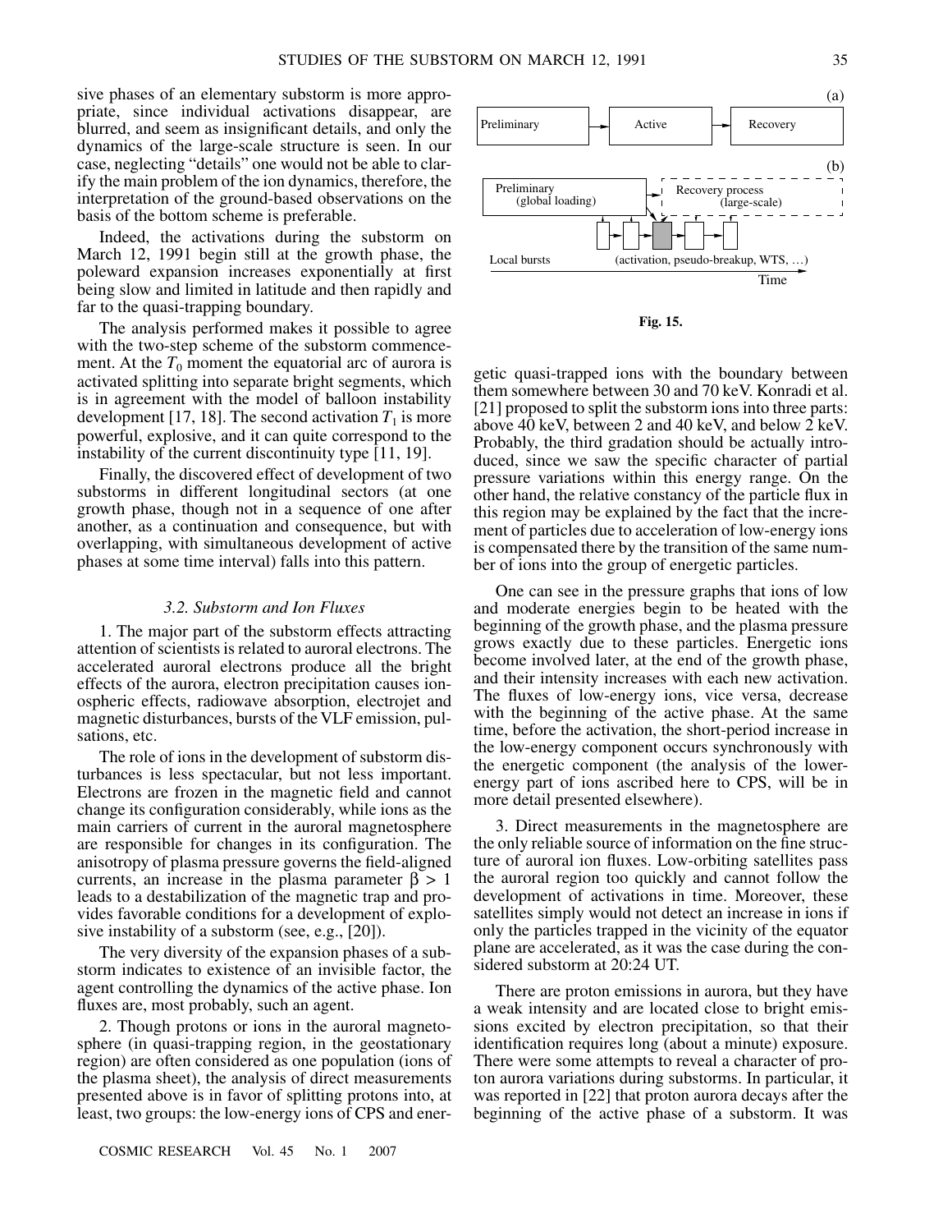sive phases of an elementary substorm is more appropriate, since individual activations disappear, are blurred, and seem as insignificant details, and only the dynamics of the large-scale structure is seen. In our case, neglecting "details" one would not be able to clarify the main problem of the ion dynamics, therefore, the interpretation of the ground-based observations on the basis of the bottom scheme is preferable.

Indeed, the activations during the substorm on March 12, 1991 begin still at the growth phase, the poleward expansion increases exponentially at first being slow and limited in latitude and then rapidly and far to the quasi-trapping boundary.

The analysis performed makes it possible to agree with the two-step scheme of the substorm commencement. At the $T_0$ moment the equatorial arc of aurora is activated splitting into separate bright segments, which is in agreement with the model of balloon instability development [17, 18]. The second activation $T_1$ is more powerful, explosive, and it can quite correspond to the instability of the current discontinuity type [11, 19].

Finally, the discovered effect of development of two substorms in different longitudinal sectors (at one growth phase, though not in a sequence of one after another, as a continuation and consequence, but with overlapping, with simultaneous development of active phases at some time interval) falls into this pattern.

### *3.2. Substorm and Ion Fluxes*

1. The major part of the substorm effects attracting attention of scientists is related to auroral electrons. The accelerated auroral electrons produce all the bright effects of the aurora, electron precipitation causes ionospheric effects, radiowave absorption, electrojet and magnetic disturbances, bursts of the VLF emission, pulsations, etc.

The role of ions in the development of substorm disturbances is less spectacular, but not less important. Electrons are frozen in the magnetic field and cannot change its configuration considerably, while ions as the main carriers of current in the auroral magnetosphere are responsible for changes in its configuration. The anisotropy of plasma pressure governs the field-aligned currents, an increase in the plasma parameter $\beta > 1$ leads to a destabilization of the magnetic trap and provides favorable conditions for a development of explosive instability of a substorm (see, e.g., [20]).

The very diversity of the expansion phases of a substorm indicates to existence of an invisible factor, the agent controlling the dynamics of the active phase. Ion fluxes are, most probably, such an agent.

2. Though protons or ions in the auroral magnetosphere (in quasi-trapping region, in the geostationary region) are often considered as one population (ions of the plasma sheet), the analysis of direct measurements presented above is in favor of splitting protons into, at least, two groups: the low-energy ions of CPS and energetic quasi-trapped ions with the boundary between them somewhere between 30 and 70 keV. Konradi et al. [21] proposed to split the substorm ions into three parts: above 40 keV, between 2 and 40 keV, and below 2 keV. Probably, the third gradation should be actually introduced, since we saw the specific character of partial pressure variations within this energy range. On the other hand, the relative constancy of the particle flux in this region may be explained by the fact that the increment of particles due to acceleration of low-energy ions is compensated there by the transition of the same number of ions into the group of energetic particles.

(a)

| Preliminary | → | Active | → | Recovery |
|---|---|---|---|---|

(b)

Preliminary (global loading) → Recovery process (large-scale)

Local bursts (activation, pseudo-breakup, WTS, …)

Time

**Fig. 15.**

One can see in the pressure graphs that ions of low and moderate energies begin to be heated with the beginning of the growth phase, and the plasma pressure grows exactly due to these particles. Energetic ions become involved later, at the end of the growth phase, and their intensity increases with each new activation. The fluxes of low-energy ions, vice versa, decrease with the beginning of the active phase. At the same time, before the activation, the short-period increase in the low-energy component occurs synchronously with the energetic component (the analysis of the lower-energy part of ions ascribed here to CPS, will be in more detail presented elsewhere).

3. Direct measurements in the magnetosphere are the only reliable source of information on the fine structure of auroral ion fluxes. Low-orbiting satellites pass the auroral region too quickly and cannot follow the development of activations in time. Moreover, these satellites simply would not detect an increase in ions if only the particles trapped in the vicinity of the equator plane are accelerated, as it was the case during the considered substorm at 20:24 UT.

There are proton emissions in aurora, but they have a weak intensity and are located close to bright emissions excited by electron precipitation, so that their identification requires long (about a minute) exposure. There were some attempts to reveal a character of proton aurora variations during substorms. In particular, it was reported in [22] that proton aurora decays after the beginning of the active phase of a substorm. It was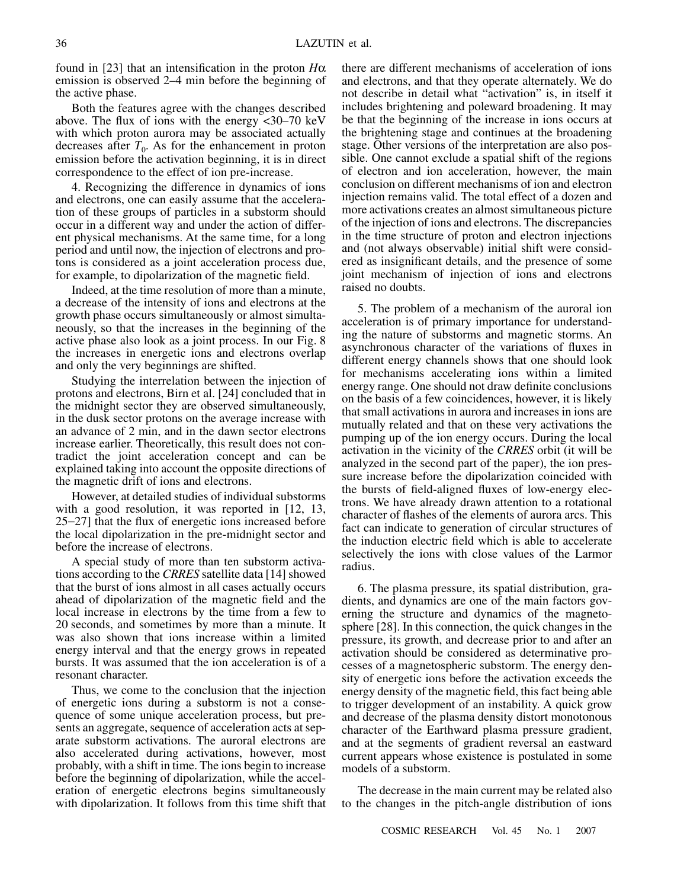found in [23] that an intensification in the proton $H\alpha$ emission is observed 2–4 min before the beginning of the active phase.

Both the features agree with the changes described above. The flux of ions with the energy <30–70 keV with which proton aurora may be associated actually decreases after $T_0$. As for the enhancement in proton emission before the activation beginning, it is in direct correspondence to the effect of ion pre-increase.

4. Recognizing the difference in dynamics of ions and electrons, one can easily assume that the acceleration of these groups of particles in a substorm should occur in a different way and under the action of different physical mechanisms. At the same time, for a long period and until now, the injection of electrons and protons is considered as a joint acceleration process due, for example, to dipolarization of the magnetic field.

Indeed, at the time resolution of more than a minute, a decrease of the intensity of ions and electrons at the growth phase occurs simultaneously or almost simultaneously, so that the increases in the beginning of the active phase also look as a joint process. In our Fig. 8 the increases in energetic ions and electrons overlap and only the very beginnings are shifted.

Studying the interrelation between the injection of protons and electrons, Birn et al. [24] concluded that in the midnight sector they are observed simultaneously, in the dusk sector protons on the average increase with an advance of 2 min, and in the dawn sector electrons increase earlier. Theoretically, this result does not contradict the joint acceleration concept and can be explained taking into account the opposite directions of the magnetic drift of ions and electrons.

However, at detailed studies of individual substorms with a good resolution, it was reported in [12, 13, 25–27] that the flux of energetic ions increased before the local dipolarization in the pre-midnight sector and before the increase of electrons.

A special study of more than ten substorm activations according to the *CRRES* satellite data [14] showed that the burst of ions almost in all cases actually occurs ahead of dipolarization of the magnetic field and the local increase in electrons by the time from a few to 20 seconds, and sometimes by more than a minute. It was also shown that ions increase within a limited energy interval and that the energy grows in repeated bursts. It was assumed that the ion acceleration is of a resonant character.

Thus, we come to the conclusion that the injection of energetic ions during a substorm is not a consequence of some unique acceleration process, but presents an aggregate, sequence of acceleration acts at separate substorm activations. The auroral electrons are also accelerated during activations, however, most probably, with a shift in time. The ions begin to increase before the beginning of dipolarization, while the acceleration of energetic electrons begins simultaneously with dipolarization. It follows from this time shift that there are different mechanisms of acceleration of ions and electrons, and that they operate alternately. We do not describe in detail what "activation" is, in itself it includes brightening and poleward broadening. It may be that the beginning of the increase in ions occurs at the brightening stage and continues at the broadening stage. Other versions of the interpretation are also possible. One cannot exclude a spatial shift of the regions of electron and ion acceleration, however, the main conclusion on different mechanisms of ion and electron injection remains valid. The total effect of a dozen and more activations creates an almost simultaneous picture of the injection of ions and electrons. The discrepancies in the time structure of proton and electron injections and (not always observable) initial shift were considered as insignificant details, and the presence of some joint mechanism of injection of ions and electrons raised no doubts.

5. The problem of a mechanism of the auroral ion acceleration is of primary importance for understanding the nature of substorms and magnetic storms. An asynchronous character of the variations of fluxes in different energy channels shows that one should look for mechanisms accelerating ions within a limited energy range. One should not draw definite conclusions on the basis of a few coincidences, however, it is likely that small activations in aurora and increases in ions are mutually related and that on these very activations the pumping up of the ion energy occurs. During the local activation in the vicinity of the *CRRES* orbit (it will be analyzed in the second part of the paper), the ion pressure increase before the dipolarization coincided with the bursts of field-aligned fluxes of low-energy electrons. We have already drawn attention to a rotational character of flashes of the elements of aurora arcs. This fact can indicate to generation of circular structures of the induction electric field which is able to accelerate selectively the ions with close values of the Larmor radius.

6. The plasma pressure, its spatial distribution, gradients, and dynamics are one of the main factors governing the structure and dynamics of the magnetosphere [28]. In this connection, the quick changes in the pressure, its growth, and decrease prior to and after an activation should be considered as determinative processes of a magnetospheric substorm. The energy density of energetic ions before the activation exceeds the energy density of the magnetic field, this fact being able to trigger development of an instability. A quick grow and decrease of the plasma density distort monotonous character of the Earthward plasma pressure gradient, and at the segments of gradient reversal an eastward current appears whose existence is postulated in some models of a substorm.

The decrease in the main current may be related also to the changes in the pitch-angle distribution of ions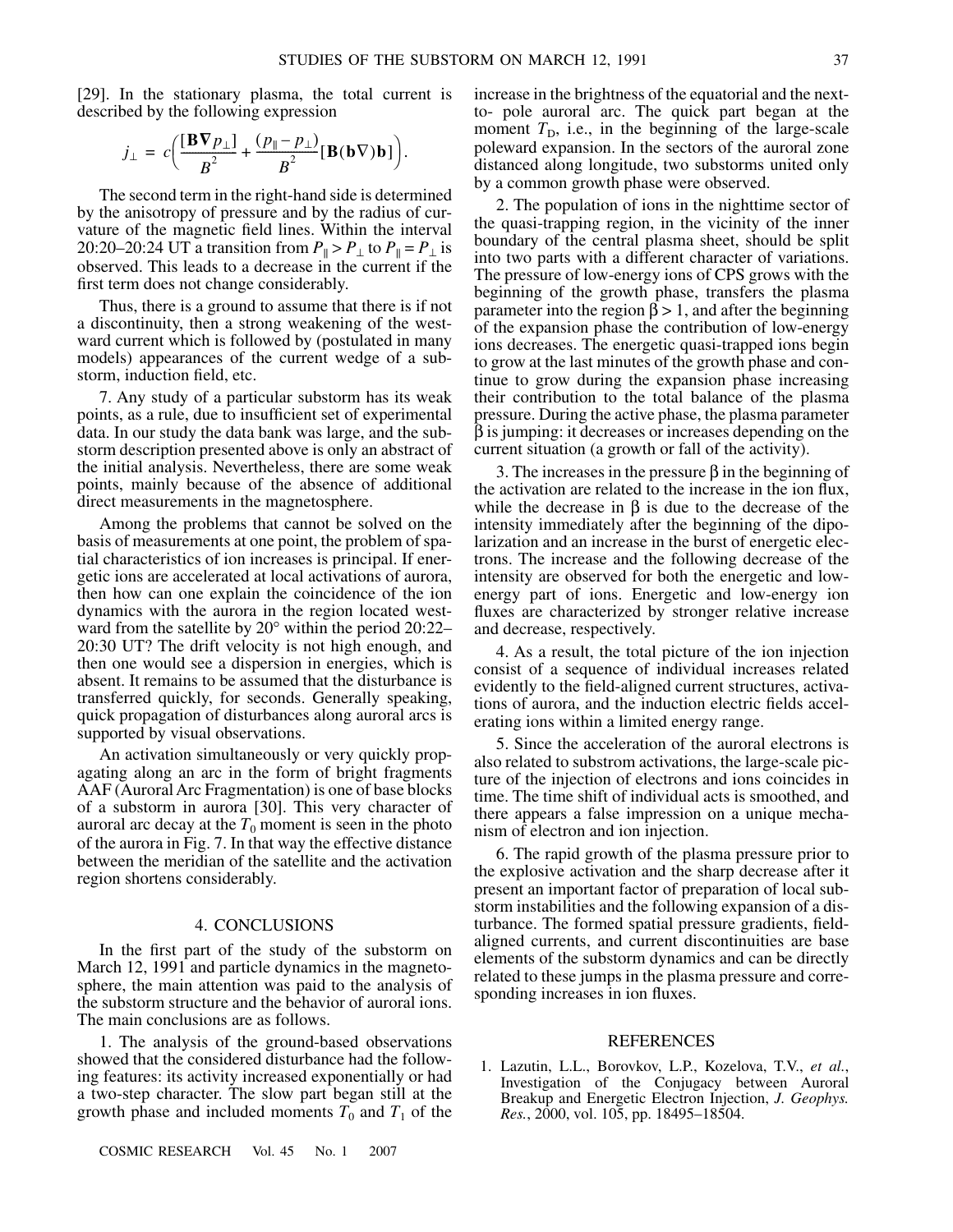[29]. In the stationary plasma, the total current is described by the following expression

$$j_{\perp} = c\left(\frac{[\mathbf{B}\nabla p_{\perp}]}{B^2} + \frac{(p_{\parallel} - p_{\perp})}{B^2}[\mathbf{B}(\mathbf{b}\nabla)\mathbf{b}]\right).$$

The second term in the right-hand side is determined by the anisotropy of pressure and by the radius of curvature of the magnetic field lines. Within the interval 20:20–20:24 UT a transition from $P_{\parallel} > P_{\perp}$ to $P_{\parallel} = P_{\perp}$ is observed. This leads to a decrease in the current if the first term does not change considerably.

Thus, there is a ground to assume that there is if not a discontinuity, then a strong weakening of the westward current which is followed by (postulated in many models) appearances of the current wedge of a substorm, induction field, etc.

7. Any study of a particular substorm has its weak points, as a rule, due to insufficient set of experimental data. In our study the data bank was large, and the substorm description presented above is only an abstract of the initial analysis. Nevertheless, there are some weak points, mainly because of the absence of additional direct measurements in the magnetosphere.

Among the problems that cannot be solved on the basis of measurements at one point, the problem of spatial characteristics of ion increases is principal. If energetic ions are accelerated at local activations of aurora, then how can one explain the coincidence of the ion dynamics with the aurora in the region located westward from the satellite by 20° within the period 20:22–20:30 UT? The drift velocity is not high enough, and then one would see a dispersion in energies, which is absent. It remains to be assumed that the disturbance is transferred quickly, for seconds. Generally speaking, quick propagation of disturbances along auroral arcs is supported by visual observations.

An activation simultaneously or very quickly propagating along an arc in the form of bright fragments AAF (Auroral Arc Fragmentation) is one of base blocks of a substorm in aurora [30]. This very character of auroral arc decay at the $T_0$ moment is seen in the photo of the aurora in Fig. 7. In that way the effective distance between the meridian of the satellite and the activation region shortens considerably.

## 4. CONCLUSIONS

In the first part of the study of the substorm on March 12, 1991 and particle dynamics in the magnetosphere, the main attention was paid to the analysis of the substorm structure and the behavior of auroral ions. The main conclusions are as follows.

1. The analysis of the ground-based observations showed that the considered disturbance had the following features: its activity increased exponentially or had a two-step character. The slow part began still at the growth phase and included moments $T_0$ and $T_1$ of the increase in the brightness of the equatorial and the next-to- pole auroral arc. The quick part began at the moment $T_D$, i.e., in the beginning of the large-scale poleward expansion. In the sectors of the auroral zone distanced along longitude, two substorms united only by a common growth phase were observed.

2. The population of ions in the nighttime sector of the quasi-trapping region, in the vicinity of the inner boundary of the central plasma sheet, should be split into two parts with a different character of variations. The pressure of low-energy ions of CPS grows with the beginning of the growth phase, transfers the plasma parameter into the region $\beta > 1$, and after the beginning of the expansion phase the contribution of low-energy ions decreases. The energetic quasi-trapped ions begin to grow at the last minutes of the growth phase and continue to grow during the expansion phase increasing their contribution to the total balance of the plasma pressure. During the active phase, the plasma parameter $\beta$ is jumping: it decreases or increases depending on the current situation (a growth or fall of the activity).

3. The increases in the pressure $\beta$ in the beginning of the activation are related to the increase in the ion flux, while the decrease in $\beta$ is due to the decrease of the intensity immediately after the beginning of the dipolarization and an increase in the burst of energetic electrons. The increase and the following decrease of the intensity are observed for both the energetic and low-energy part of ions. Energetic and low-energy ion fluxes are characterized by stronger relative increase and decrease, respectively.

4. As a result, the total picture of the ion injection consist of a sequence of individual increases related evidently to the field-aligned current structures, activations of aurora, and the induction electric fields accelerating ions within a limited energy range.

5. Since the acceleration of the auroral electrons is also related to substrom activations, the large-scale picture of the injection of electrons and ions coincides in time. The time shift of individual acts is smoothed, and there appears a false impression on a unique mechanism of electron and ion injection.

6. The rapid growth of the plasma pressure prior to the explosive activation and the sharp decrease after it present an important factor of preparation of local substorm instabilities and the following expansion of a disturbance. The formed spatial pressure gradients, field-aligned currents, and current discontinuities are base elements of the substorm dynamics and can be directly related to these jumps in the plasma pressure and corresponding increases in ion fluxes.

## REFERENCES

1. Lazutin, L.L., Borovkov, L.P., Kozelova, T.V., *et al.*, Investigation of the Conjugacy between Auroral Breakup and Energetic Electron Injection, *J. Geophys. Res.*, 2000, vol. 105, pp. 18495–18504.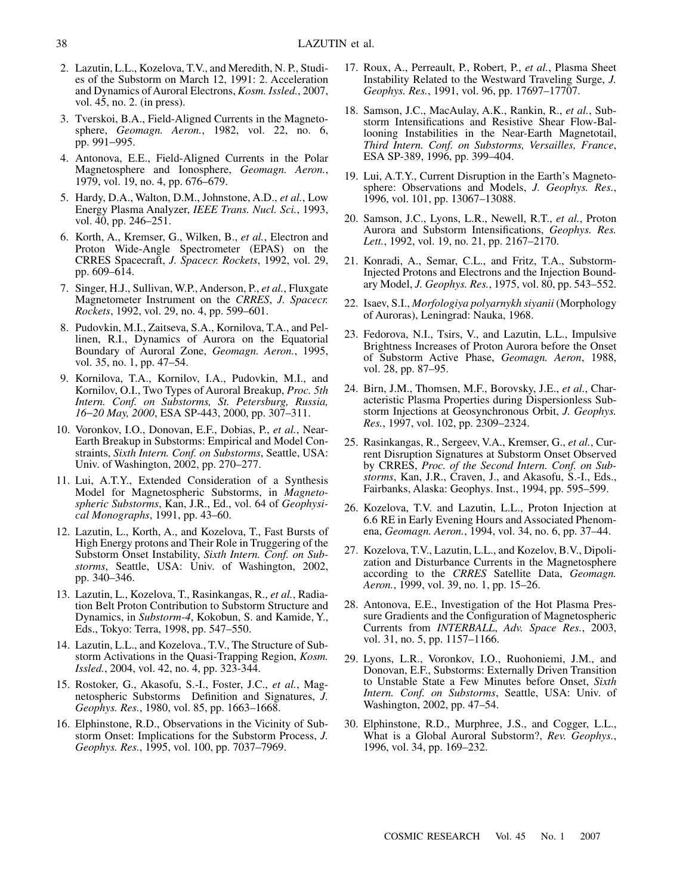2. Lazutin, L.L., Kozelova, T.V., and Meredith, N. P., Studies of the Substorm on March 12, 1991: 2. Acceleration and Dynamics of Auroral Electrons, *Kosm. Issled.*, 2007, vol. 45, no. 2. (in press).
3. Tverskoi, B.A., Field-Aligned Currents in the Magnetosphere, *Geomagn. Aeron.*, 1982, vol. 22, no. 6, pp. 991–995.
4. Antonova, E.E., Field-Aligned Currents in the Polar Magnetosphere and Ionosphere, *Geomagn. Aeron.*, 1979, vol. 19, no. 4, pp. 676–679.
5. Hardy, D.A., Walton, D.M., Johnstone, A.D., *et al.*, Low Energy Plasma Analyzer, *IEEE Trans. Nucl. Sci.*, 1993, vol. 40, pp. 246–251.
6. Korth, A., Kremser, G., Wilken, B., *et al.*, Electron and Proton Wide-Angle Spectrometer (EPAS) on the CRRES Spacecraft, *J. Spacecr. Rockets*, 1992, vol. 29, pp. 609–614.
7. Singer, H.J., Sullivan, W.P., Anderson, P., *et al.*, Fluxgate Magnetometer Instrument on the *CRRES*, *J. Spacecr. Rockets*, 1992, vol. 29, no. 4, pp. 599–601.
8. Pudovkin, M.I., Zaitseva, S.A., Kornilova, T.A., and Pellinen, R.I., Dynamics of Aurora on the Equatorial Boundary of Auroral Zone, *Geomagn. Aeron.*, 1995, vol. 35, no. 1, pp. 47–54.
9. Kornilova, T.A., Kornilov, I.A., Pudovkin, M.I., and Kornilov, O.I., Two Types of Auroral Breakup, *Proc. 5th Intern. Conf. on Substorms, St. Petersburg, Russia, 16–20 May, 2000*, ESA SP-443, 2000, pp. 307–311.
10. Voronkov, I.O., Donovan, E.F., Dobias, P., *et al.*, Near-Earth Breakup in Substorms: Empirical and Model Constraints, *Sixth Intern. Conf. on Substorms*, Seattle, USA: Univ. of Washington, 2002, pp. 270–277.
11. Lui, A.T.Y., Extended Consideration of a Synthesis Model for Magnetospheric Substorms, in *Magnetospheric Substorms*, Kan, J.R., Ed., vol. 64 of *Geophysical Monographs*, 1991, pp. 43–60.
12. Lazutin, L., Korth, A., and Kozelova, T., Fast Bursts of High Energy protons and Their Role in Truggering of the Substorm Onset Instability, *Sixth Intern. Conf. on Substorms*, Seattle, USA: Univ. of Washington, 2002, pp. 340–346.
13. Lazutin, L., Kozelova, T., Rasinkangas, R., *et al.*, Radiation Belt Proton Contribution to Substorm Structure and Dynamics, in *Substorm-4*, Kokobun, S. and Kamide, Y., Eds., Tokyo: Terra, 1998, pp. 547–550.
14. Lazutin, L.L., and Kozelova., T.V., The Structure of Substorm Activations in the Quasi-Trapping Region, *Kosm. Issled.*, 2004, vol. 42, no. 4, pp. 323-344.
15. Rostoker, G., Akasofu, S.-I., Foster, J.C., *et al.*, Magnetospheric Substorms Definition and Signatures, *J. Geophys. Res.*, 1980, vol. 85, pp. 1663–1668.
16. Elphinstone, R.D., Observations in the Vicinity of Substorm Onset: Implications for the Substorm Process, *J. Geophys. Res.*, 1995, vol. 100, pp. 7037–7969.
17. Roux, A., Perreault, P., Robert, P., *et al.*, Plasma Sheet Instability Related to the Westward Traveling Surge, *J. Geophys. Res.*, 1991, vol. 96, pp. 17697–17707.
18. Samson, J.C., MacAulay, A.K., Rankin, R., *et al.*, Substorm Intensifications and Resistive Shear Flow-Ballooning Instabilities in the Near-Earth Magnetotail, *Third Intern. Conf. on Substorms, Versailles, France*, ESA SP-389, 1996, pp. 399–404.
19. Lui, A.T.Y., Current Disruption in the Earth's Magnetosphere: Observations and Models, *J. Geophys. Res.*, 1996, vol. 101, pp. 13067–13088.
20. Samson, J.C., Lyons, L.R., Newell, R.T., *et al.*, Proton Aurora and Substorm Intensifications, *Geophys. Res. Lett.*, 1992, vol. 19, no. 21, pp. 2167–2170.
21. Konradi, A., Semar, C.L., and Fritz, T.A., Substorm-Injected Protons and Electrons and the Injection Boundary Model, *J. Geophys. Res.*, 1975, vol. 80, pp. 543–552.
22. Isaev, S.I., *Morfologiya polyarnykh siyanii* (Morphology of Auroras), Leningrad: Nauka, 1968.
23. Fedorova, N.I., Tsirs, V., and Lazutin, L.L., Impulsive Brightness Increases of Proton Aurora before the Onset of Substorm Active Phase, *Geomagn. Aeron*, 1988, vol. 28, pp. 87–95.
24. Birn, J.M., Thomsen, M.F., Borovsky, J.E., *et al.*, Characteristic Plasma Properties during Dispersionless Substorm Injections at Geosynchronous Orbit, *J. Geophys. Res.*, 1997, vol. 102, pp. 2309–2324.
25. Rasinkangas, R., Sergeev, V.A., Kremser, G., *et al.*, Current Disruption Signatures at Substorm Onset Observed by CRRES, *Proc. of the Second Intern. Conf. on Substorms*, Kan, J.R., Craven, J., and Akasofu, S.-I., Eds., Fairbanks, Alaska: Geophys. Inst., 1994, pp. 595–599.
26. Kozelova, T.V. and Lazutin, L.L., Proton Injection at 6.6 RE in Early Evening Hours and Associated Phenomena, *Geomagn. Aeron.*, 1994, vol. 34, no. 6, pp. 37–44.
27. Kozelova, T.V., Lazutin, L.L., and Kozelov, B.V., Dipolization and Disturbance Currents in the Magnetosphere according to the *CRRES* Satellite Data, *Geomagn. Aeron.*, 1999, vol. 39, no. 1, pp. 15–26.
28. Antonova, E.E., Investigation of the Hot Plasma Pressure Gradients and the Configuration of Magnetospheric Currents from *INTERBALL*, *Adv. Space Res.*, 2003, vol. 31, no. 5, pp. 1157–1166.
29. Lyons, L.R., Voronkov, I.O., Ruohoniemi, J.M., and Donovan, E.F., Substorms: Externally Driven Transition to Unstable State a Few Minutes before Onset, *Sixth Intern. Conf. on Substorms*, Seattle, USA: Univ. of Washington, 2002, pp. 47–54.
30. Elphinstone, R.D., Murphree, J.S., and Cogger, L.L., What is a Global Auroral Substorm?, *Rev. Geophys.*, 1996, vol. 34, pp. 169–232.